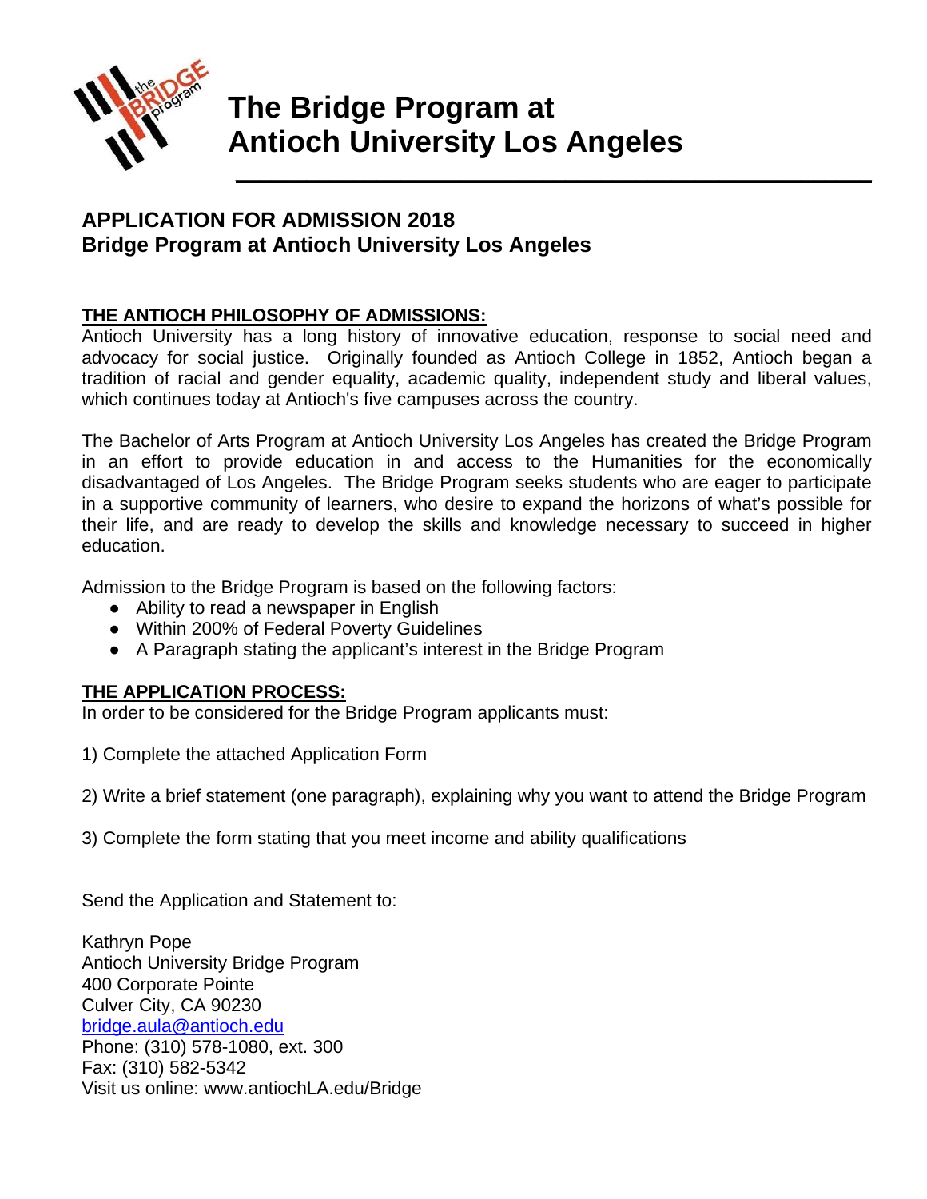# The Bridge Program at Antioch University Los Angeles

## APPLICATION FOR ADMISSION 2018
## Bridge Program at Antioch University Los Angeles

**THE ANTIOCH PHILOSOPHY OF ADMISSIONS:**

Antioch University has a long history of innovative education, response to social need and advocacy for social justice. Originally founded as Antioch College in 1852, Antioch began a tradition of racial and gender equality, academic quality, independent study and liberal values, which continues today at Antioch's five campuses across the country.

The Bachelor of Arts Program at Antioch University Los Angeles has created the Bridge Program in an effort to provide education in and access to the Humanities for the economically disadvantaged of Los Angeles. The Bridge Program seeks students who are eager to participate in a supportive community of learners, who desire to expand the horizons of what's possible for their life, and are ready to develop the skills and knowledge necessary to succeed in higher education.

Admission to the Bridge Program is based on the following factors:

- Ability to read a newspaper in English
- Within 200% of Federal Poverty Guidelines
- A Paragraph stating the applicant's interest in the Bridge Program

**THE APPLICATION PROCESS:**

In order to be considered for the Bridge Program applicants must:

1) Complete the attached Application Form

2) Write a brief statement (one paragraph), explaining why you want to attend the Bridge Program

3) Complete the form stating that you meet income and ability qualifications

Send the Application and Statement to:

Kathryn Pope
Antioch University Bridge Program
400 Corporate Pointe
Culver City, CA 90230
bridge.aula@antioch.edu
Phone: (310) 578-1080, ext. 300
Fax: (310) 582-5342
Visit us online: www.antiochLA.edu/Bridge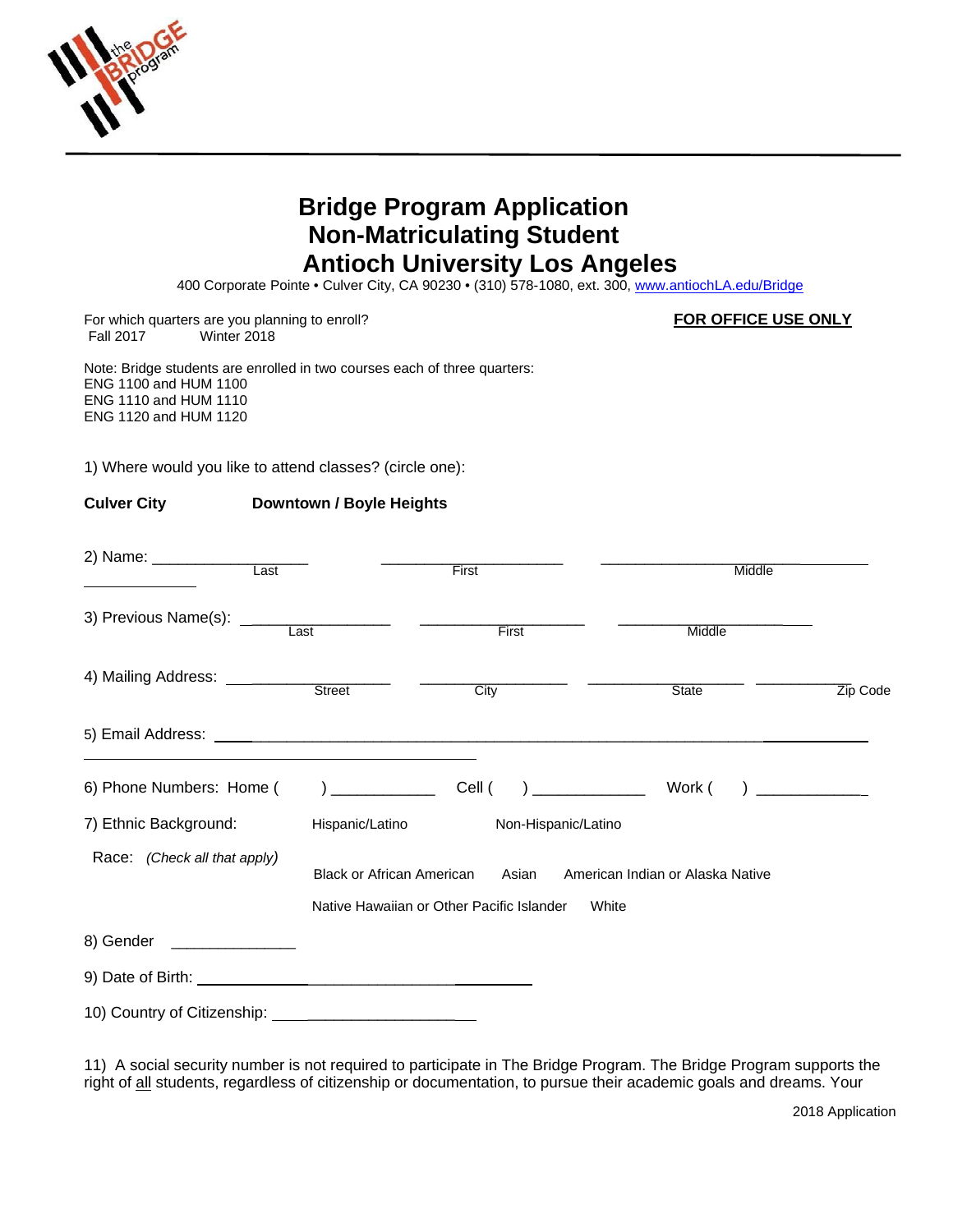# Bridge Program Application
# Non-Matriculating Student
# Antioch University Los Angeles

400 Corporate Pointe • Culver City, CA 90230 • (310) 578-1080, ext. 300, www.antiochLA.edu/Bridge

For which quarters are you planning to enroll?
Fall 2017 Winter 2018

**FOR OFFICE USE ONLY**

Note: Bridge students are enrolled in two courses each of three quarters:
ENG 1100 and HUM 1100
ENG 1110 and HUM 1110
ENG 1120 and HUM 1120

1) Where would you like to attend classes? (circle one):

**Culver City** **Downtown / Boyle Heights**

2) Name: ___________________ ___________________ ___________________
Last First Middle

3) Previous Name(s): ___________________ ___________________ ___________________
Last First Middle

4) Mailing Address: ___________________ ___________________ ___________________ ___________________
Street City State Zip Code

5) Email Address: ___________________________________________

6) Phone Numbers: Home ( ) ____________ Cell ( ) ____________ Work ( ) ____________

7) Ethnic Background: Hispanic/Latino Non-Hispanic/Latino

Race: *(Check all that apply)*

Black or African American Asian American Indian or Alaska Native

Native Hawaiian or Other Pacific Islander White

8) Gender ______________

9) Date of Birth: ______________________________

10) Country of Citizenship: ______________________

11) A social security number is not required to participate in The Bridge Program. The Bridge Program supports the right of all students, regardless of citizenship or documentation, to pursue their academic goals and dreams. Your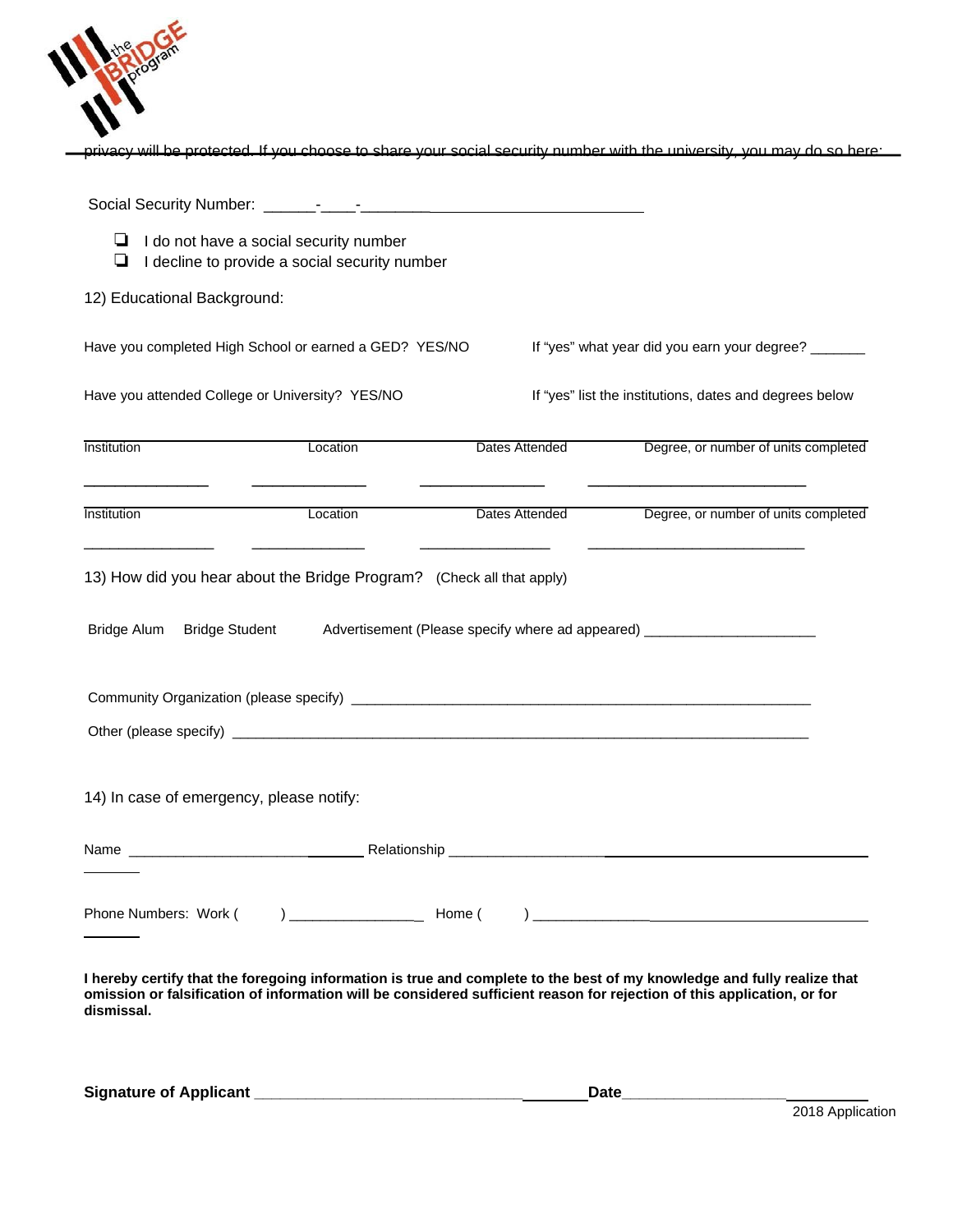privacy will be protected. If you choose to share your social security number with the university, you may do so here:

Social Security Number: ______-____-________

- ❏ I do not have a social security number
- ❏ I decline to provide a social security number

12) Educational Background:

Have you completed High School or earned a GED? YES/NO    If "yes" what year did you earn your degree? _______

Have you attended College or University? YES/NO    If "yes" list the institutions, dates and degrees below

| Institution | Location | Dates Attended | Degree, or number of units completed |
|---|---|---|---|
| ________________ | _______________ | ________________ | ____________________________ |

| Institution | Location | Dates Attended | Degree, or number of units completed |
|---|---|---|---|
| ________________ | _______________ | ________________ | ____________________________ |

13) How did you hear about the Bridge Program? (Check all that apply)

Bridge Alum    Bridge Student    Advertisement (Please specify where ad appeared) ______________________

Community Organization (please specify) ____________________________________________________________

Other (please specify) ____________________________________________________________________________

14) In case of emergency, please notify:

Name ________________________________ Relationship ____________________________________________

Phone Numbers: Work (     ) _________________ Home (     ) _______________________________________

**I hereby certify that the foregoing information is true and complete to the best of my knowledge and fully realize that omission or falsification of information will be considered sufficient reason for rejection of this application, or for dismissal.**

**Signature of Applicant** ____________________________________ **Date**____________________

2018 Application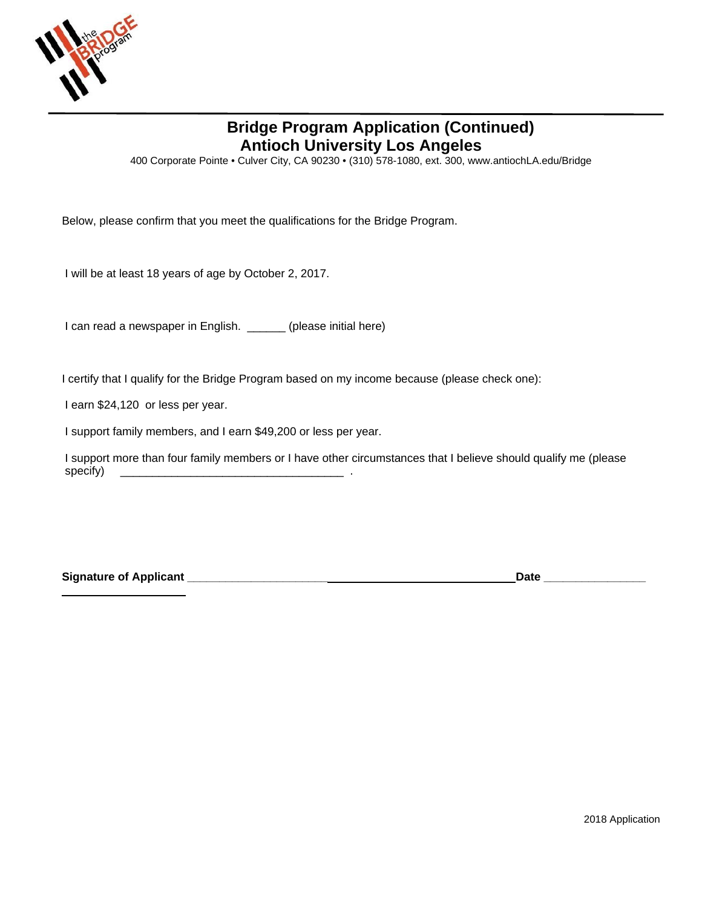# Bridge Program Application (Continued)
## Antioch University Los Angeles

400 Corporate Pointe • Culver City, CA 90230 • (310) 578-1080, ext. 300, www.antiochLA.edu/Bridge

Below, please confirm that you meet the qualifications for the Bridge Program.

I will be at least 18 years of age by October 2, 2017.

I can read a newspaper in English. ______ (please initial here)

I certify that I qualify for the Bridge Program based on my income because (please check one):

I earn $24,120 or less per year.

I support family members, and I earn $49,200 or less per year.

I support more than four family members or I have other circumstances that I believe should qualify me (please specify) ___________________________________ .

**Signature of Applicant** ______________________________________________ **Date** _______________

2018 Application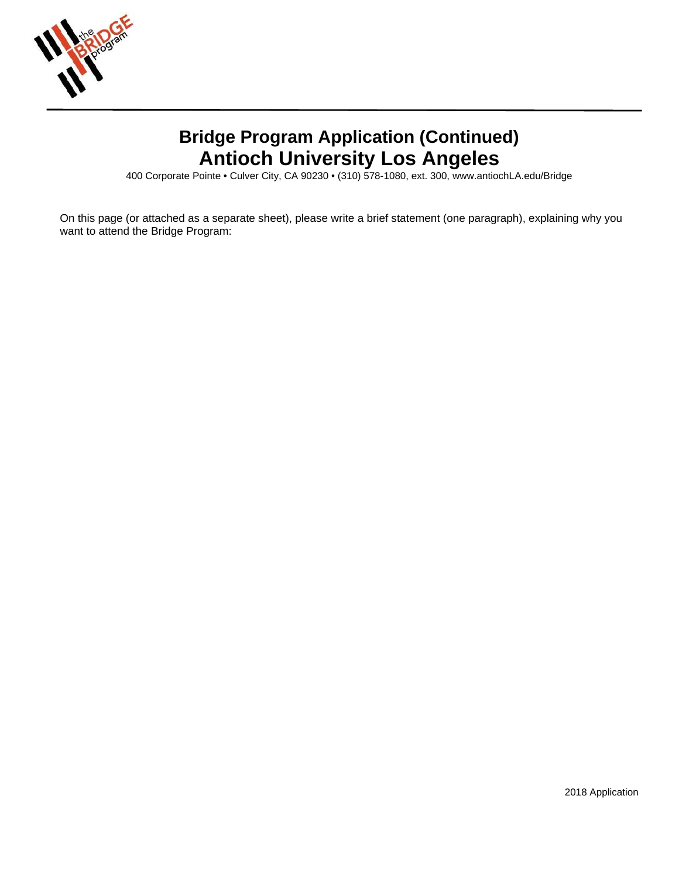# Bridge Program Application (Continued)
# Antioch University Los Angeles

400 Corporate Pointe • Culver City, CA 90230 • (310) 578-1080, ext. 300, www.antiochLA.edu/Bridge

On this page (or attached as a separate sheet), please write a brief statement (one paragraph), explaining why you want to attend the Bridge Program:

2018 Application